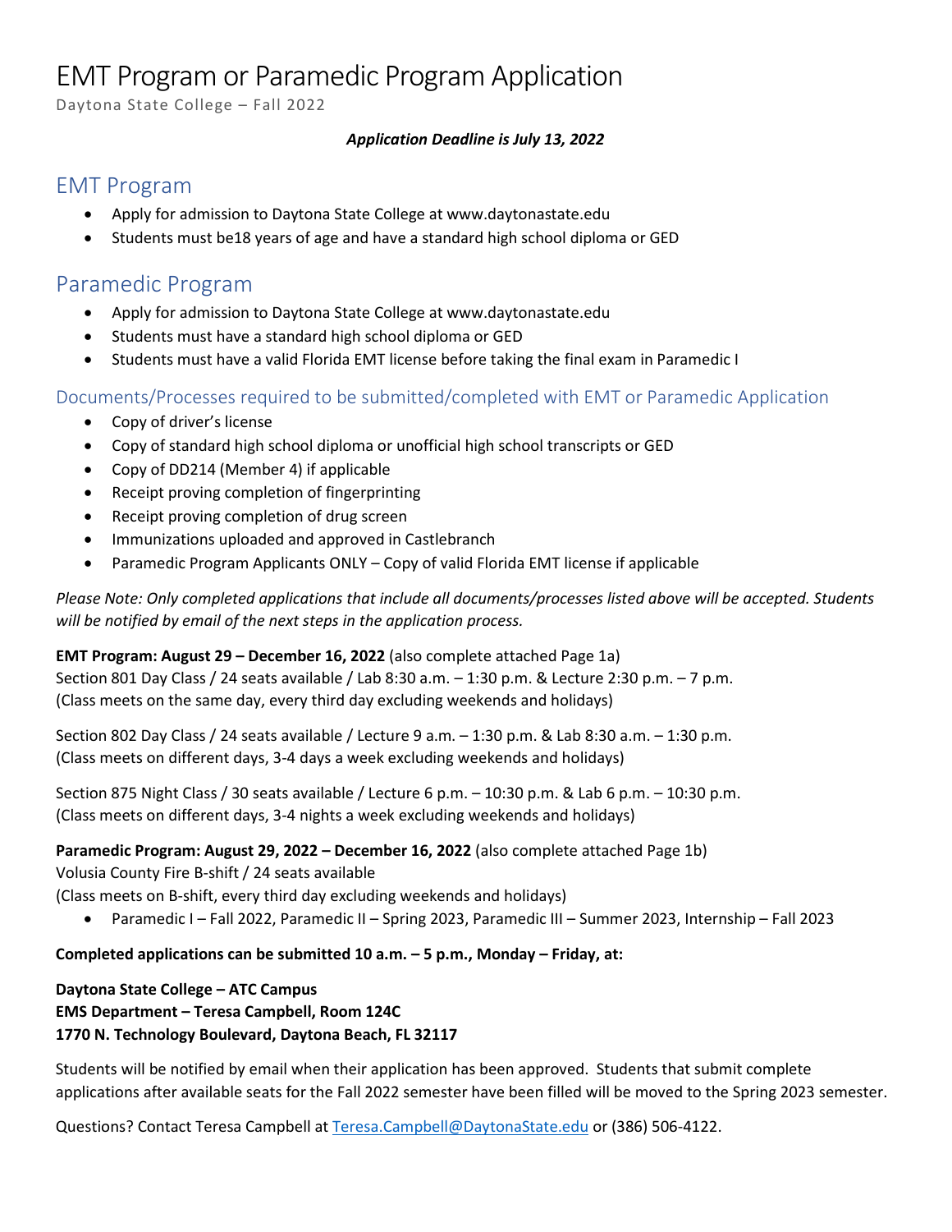# EMT Program or Paramedic Program Application

Daytona State College – Fall 2022

***Application Deadline is July 13, 2022***

## EMT Program

- Apply for admission to Daytona State College at www.daytonastate.edu
- Students must be18 years of age and have a standard high school diploma or GED

## Paramedic Program

- Apply for admission to Daytona State College at www.daytonastate.edu
- Students must have a standard high school diploma or GED
- Students must have a valid Florida EMT license before taking the final exam in Paramedic I

### Documents/Processes required to be submitted/completed with EMT or Paramedic Application

- Copy of driver's license
- Copy of standard high school diploma or unofficial high school transcripts or GED
- Copy of DD214 (Member 4) if applicable
- Receipt proving completion of fingerprinting
- Receipt proving completion of drug screen
- Immunizations uploaded and approved in Castlebranch
- Paramedic Program Applicants ONLY – Copy of valid Florida EMT license if applicable

*Please Note: Only completed applications that include all documents/processes listed above will be accepted. Students will be notified by email of the next steps in the application process.*

**EMT Program: August 29 – December 16, 2022** (also complete attached Page 1a)
Section 801 Day Class / 24 seats available / Lab 8:30 a.m. – 1:30 p.m. & Lecture 2:30 p.m. – 7 p.m.
(Class meets on the same day, every third day excluding weekends and holidays)

Section 802 Day Class / 24 seats available / Lecture 9 a.m. – 1:30 p.m. & Lab 8:30 a.m. – 1:30 p.m.
(Class meets on different days, 3-4 days a week excluding weekends and holidays)

Section 875 Night Class / 30 seats available / Lecture 6 p.m. – 10:30 p.m. & Lab 6 p.m. – 10:30 p.m.
(Class meets on different days, 3-4 nights a week excluding weekends and holidays)

**Paramedic Program: August 29, 2022 – December 16, 2022** (also complete attached Page 1b)
Volusia County Fire B-shift / 24 seats available
(Class meets on B-shift, every third day excluding weekends and holidays)

- Paramedic I – Fall 2022, Paramedic II – Spring 2023, Paramedic III – Summer 2023, Internship – Fall 2023

**Completed applications can be submitted 10 a.m. – 5 p.m., Monday – Friday, at:**

**Daytona State College – ATC Campus**
**EMS Department – Teresa Campbell, Room 124C**
**1770 N. Technology Boulevard, Daytona Beach, FL 32117**

Students will be notified by email when their application has been approved. Students that submit complete applications after available seats for the Fall 2022 semester have been filled will be moved to the Spring 2023 semester.

Questions? Contact Teresa Campbell at Teresa.Campbell@DaytonaState.edu or (386) 506-4122.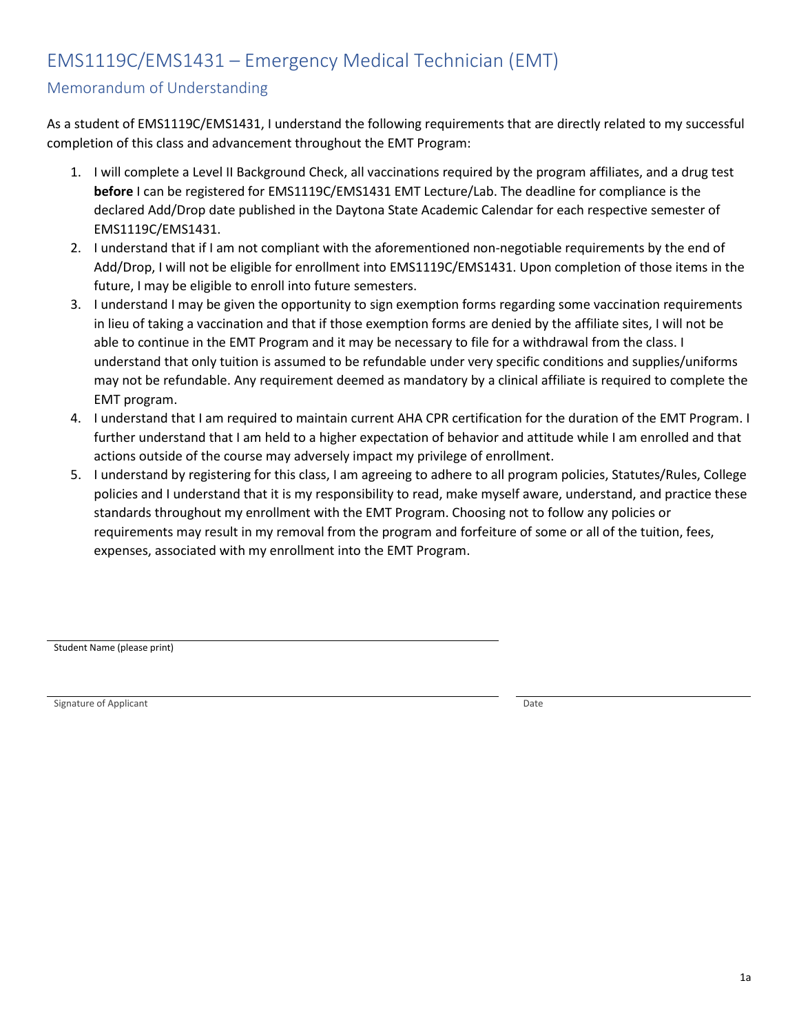# EMS1119C/EMS1431 – Emergency Medical Technician (EMT)

## Memorandum of Understanding

As a student of EMS1119C/EMS1431, I understand the following requirements that are directly related to my successful completion of this class and advancement throughout the EMT Program:

1. I will complete a Level II Background Check, all vaccinations required by the program affiliates, and a drug test **before** I can be registered for EMS1119C/EMS1431 EMT Lecture/Lab. The deadline for compliance is the declared Add/Drop date published in the Daytona State Academic Calendar for each respective semester of EMS1119C/EMS1431.
2. I understand that if I am not compliant with the aforementioned non-negotiable requirements by the end of Add/Drop, I will not be eligible for enrollment into EMS1119C/EMS1431. Upon completion of those items in the future, I may be eligible to enroll into future semesters.
3. I understand I may be given the opportunity to sign exemption forms regarding some vaccination requirements in lieu of taking a vaccination and that if those exemption forms are denied by the affiliate sites, I will not be able to continue in the EMT Program and it may be necessary to file for a withdrawal from the class. I understand that only tuition is assumed to be refundable under very specific conditions and supplies/uniforms may not be refundable. Any requirement deemed as mandatory by a clinical affiliate is required to complete the EMT program.
4. I understand that I am required to maintain current AHA CPR certification for the duration of the EMT Program. I further understand that I am held to a higher expectation of behavior and attitude while I am enrolled and that actions outside of the course may adversely impact my privilege of enrollment.
5. I understand by registering for this class, I am agreeing to adhere to all program policies, Statutes/Rules, College policies and I understand that it is my responsibility to read, make myself aware, understand, and practice these standards throughout my enrollment with the EMT Program. Choosing not to follow any policies or requirements may result in my removal from the program and forfeiture of some or all of the tuition, fees, expenses, associated with my enrollment into the EMT Program.

\_\_\_\_\_\_\_\_\_\_\_\_\_\_\_\_\_\_\_\_\_\_\_\_\_\_\_\_\_\_\_\_\_\_\_\_\_\_\_\_
Student Name (please print)

\_\_\_\_\_\_\_\_\_\_\_\_\_\_\_\_\_\_\_\_\_\_\_\_\_\_\_\_\_\_\_\_\_\_\_\_\_\_\_\_ \_\_\_\_\_\_\_\_\_\_\_\_\_\_\_\_\_\_\_\_
Signature of Applicant Date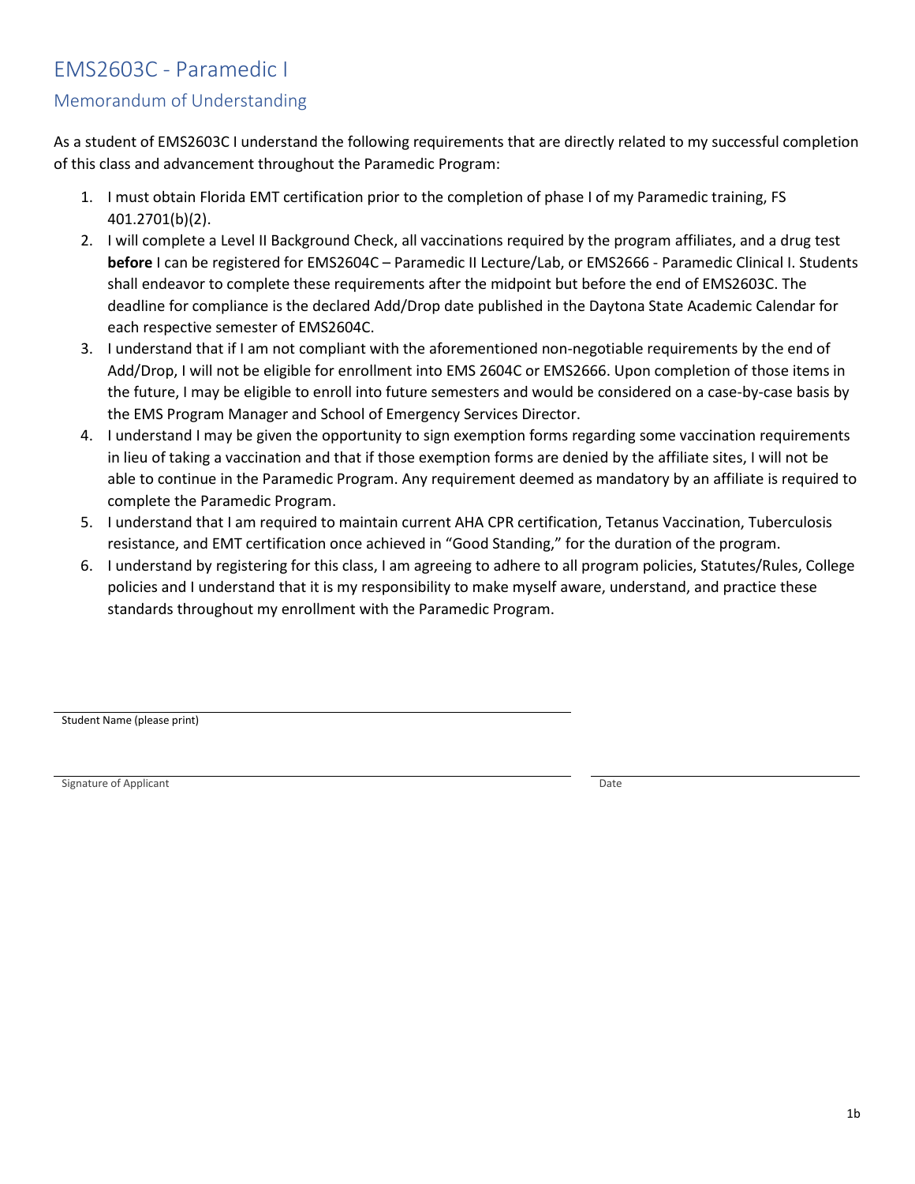# EMS2603C - Paramedic I

## Memorandum of Understanding

As a student of EMS2603C I understand the following requirements that are directly related to my successful completion of this class and advancement throughout the Paramedic Program:

1. I must obtain Florida EMT certification prior to the completion of phase I of my Paramedic training, FS 401.2701(b)(2).
2. I will complete a Level II Background Check, all vaccinations required by the program affiliates, and a drug test **before** I can be registered for EMS2604C – Paramedic II Lecture/Lab, or EMS2666 - Paramedic Clinical I. Students shall endeavor to complete these requirements after the midpoint but before the end of EMS2603C. The deadline for compliance is the declared Add/Drop date published in the Daytona State Academic Calendar for each respective semester of EMS2604C.
3. I understand that if I am not compliant with the aforementioned non-negotiable requirements by the end of Add/Drop, I will not be eligible for enrollment into EMS 2604C or EMS2666. Upon completion of those items in the future, I may be eligible to enroll into future semesters and would be considered on a case-by-case basis by the EMS Program Manager and School of Emergency Services Director.
4. I understand I may be given the opportunity to sign exemption forms regarding some vaccination requirements in lieu of taking a vaccination and that if those exemption forms are denied by the affiliate sites, I will not be able to continue in the Paramedic Program. Any requirement deemed as mandatory by an affiliate is required to complete the Paramedic Program.
5. I understand that I am required to maintain current AHA CPR certification, Tetanus Vaccination, Tuberculosis resistance, and EMT certification once achieved in "Good Standing," for the duration of the program.
6. I understand by registering for this class, I am agreeing to adhere to all program policies, Statutes/Rules, College policies and I understand that it is my responsibility to make myself aware, understand, and practice these standards throughout my enrollment with the Paramedic Program.

\_\_\_\_\_\_\_\_\_\_\_\_\_\_\_\_\_\_\_\_\_\_\_\_\_\_\_\_\_\_\_\_\_\_\_\_\_\_\_\_
Student Name (please print)

\_\_\_\_\_\_\_\_\_\_\_\_\_\_\_\_\_\_\_\_\_\_\_\_\_\_\_\_\_\_\_\_\_\_\_\_\_\_\_\_ \_\_\_\_\_\_\_\_\_\_\_\_\_\_\_\_\_\_\_\_
Signature of Applicant Date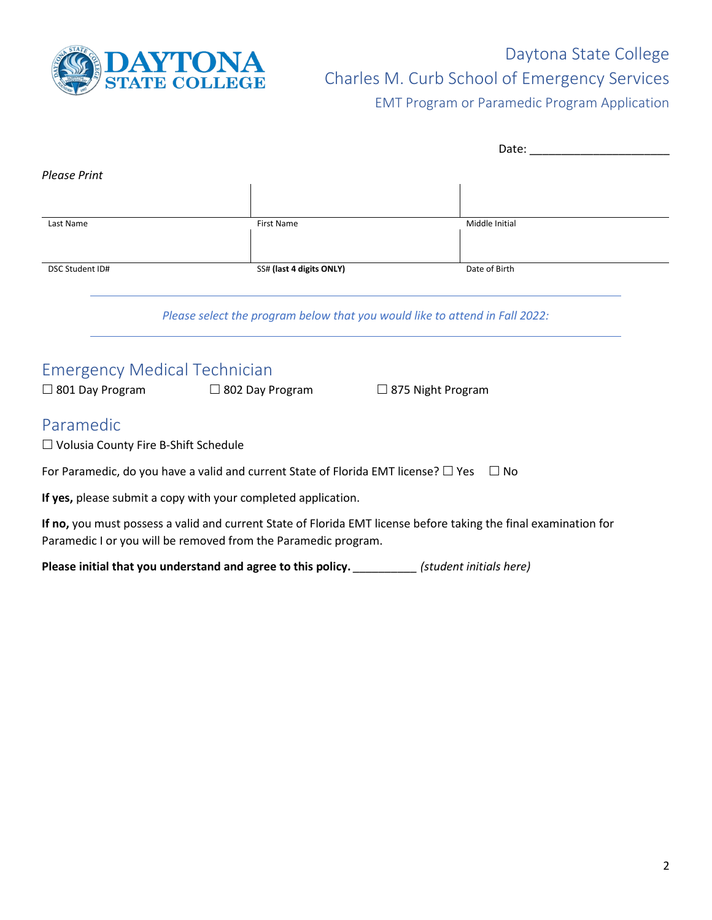Daytona State College

Charles M. Curb School of Emergency Services

EMT Program or Paramedic Program Application

Date: ______________________

*Please Print*

| Last Name | First Name | Middle Initial |
| --- | --- | --- |
| | | |

| DSC Student ID# | SS# **(last 4 digits ONLY)** | Date of Birth |
| --- | --- | --- |
| | | |

*Please select the program below that you would like to attend in Fall 2022:*

## Emergency Medical Technician

☐ 801 Day Program ☐ 802 Day Program ☐ 875 Night Program

## Paramedic

☐ Volusia County Fire B-Shift Schedule

For Paramedic, do you have a valid and current State of Florida EMT license? ☐ Yes ☐ No

**If yes,** please submit a copy with your completed application.

**If no,** you must possess a valid and current State of Florida EMT license before taking the final examination for Paramedic I or you will be removed from the Paramedic program.

**Please initial that you understand and agree to this policy.** __________ *(student initials here)*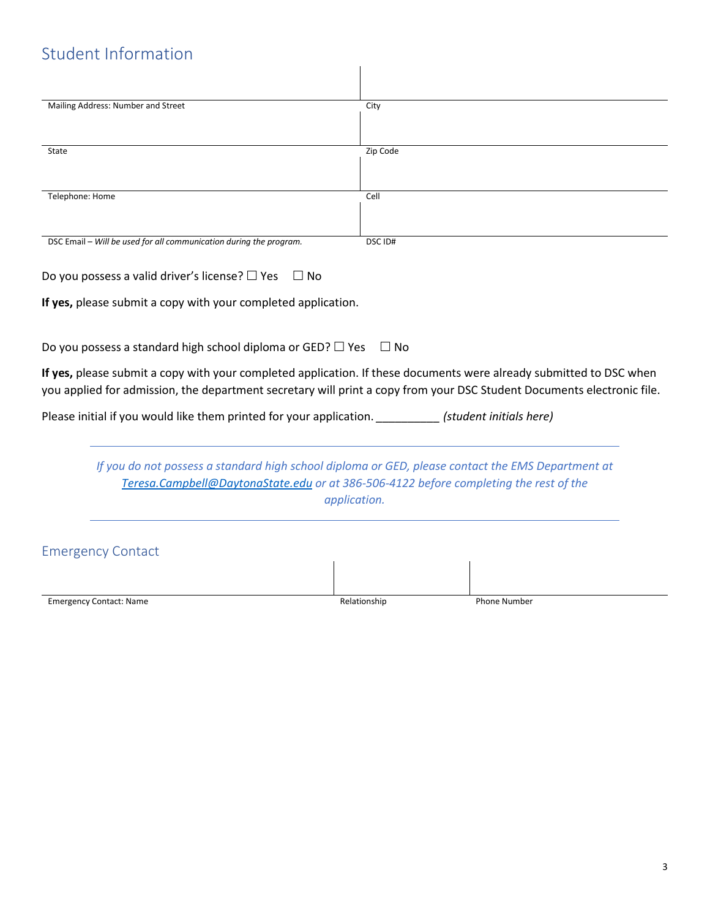## Student Information

| Mailing Address: Number and Street | City |
|---|---|
| State | Zip Code |
| Telephone: Home | Cell |
| DSC Email – *Will be used for all communication during the program.* | DSC ID# |

Do you possess a valid driver's license? ☐ Yes ☐ No

**If yes,** please submit a copy with your completed application.

Do you possess a standard high school diploma or GED? ☐ Yes ☐ No

**If yes,** please submit a copy with your completed application. If these documents were already submitted to DSC when you applied for admission, the department secretary will print a copy from your DSC Student Documents electronic file.

Please initial if you would like them printed for your application. __________ *(student initials here)*

---

*If you do not possess a standard high school diploma or GED, please contact the EMS Department at [Teresa.Campbell@DaytonaState.edu](mailto:Teresa.Campbell@DaytonaState.edu) or at 386-506-4122 before completing the rest of the application.*

---

## Emergency Contact

| Emergency Contact: Name | Relationship | Phone Number |
|---|---|---|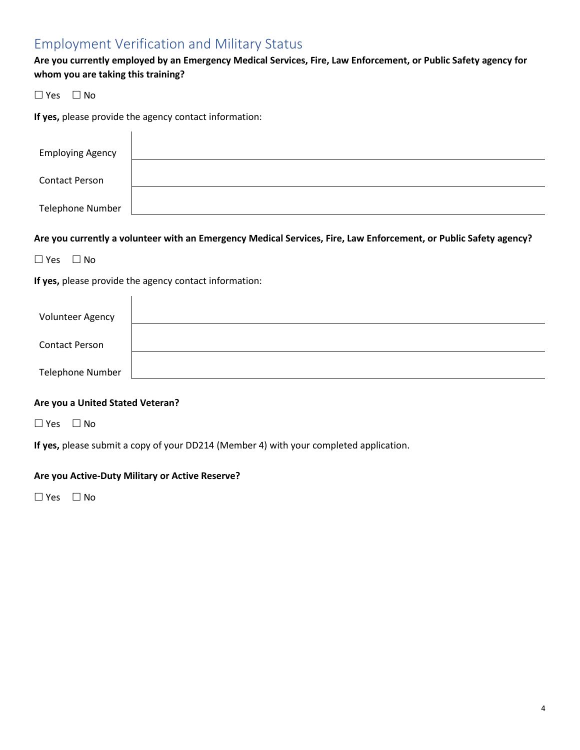## Employment Verification and Military Status

**Are you currently employed by an Emergency Medical Services, Fire, Law Enforcement, or Public Safety agency for whom you are taking this training?**

☐ Yes ☐ No

**If yes,** please provide the agency contact information:

| | |
|---|---|
| Employing Agency | |
| Contact Person | |
| Telephone Number | |

**Are you currently a volunteer with an Emergency Medical Services, Fire, Law Enforcement, or Public Safety agency?**

☐ Yes ☐ No

**If yes,** please provide the agency contact information:

| | |
|---|---|
| Volunteer Agency | |
| Contact Person | |
| Telephone Number | |

**Are you a United Stated Veteran?**

☐ Yes ☐ No

**If yes,** please submit a copy of your DD214 (Member 4) with your completed application.

**Are you Active-Duty Military or Active Reserve?**

☐ Yes ☐ No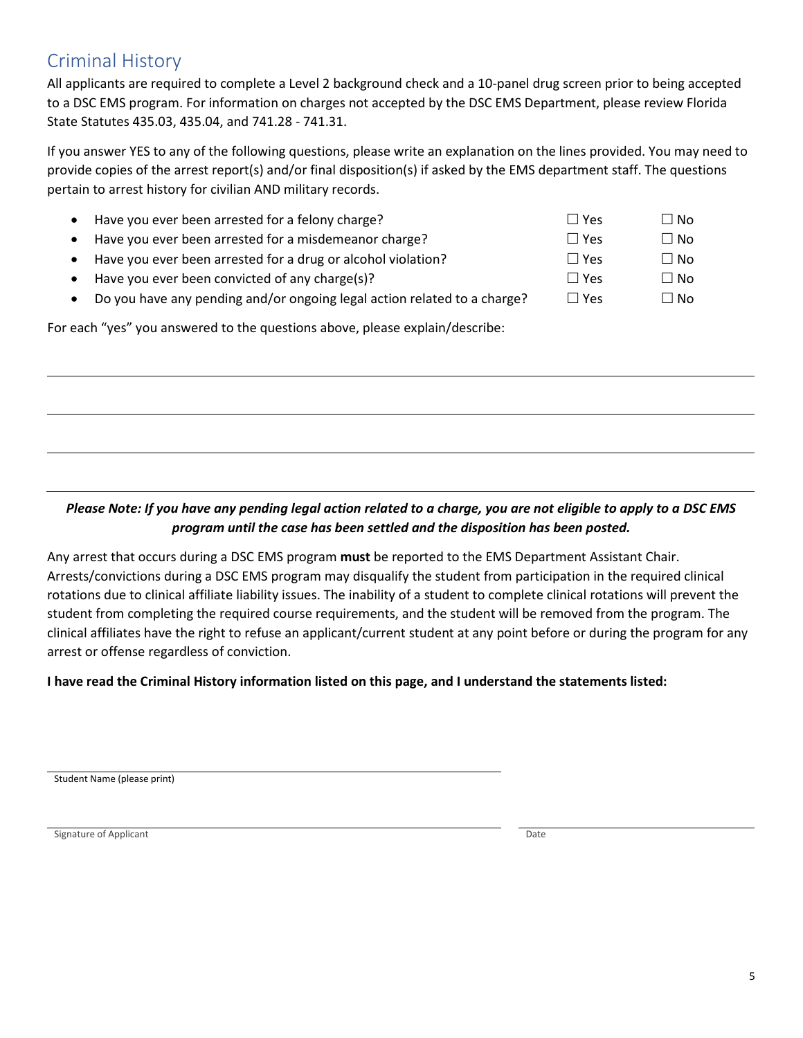## Criminal History

All applicants are required to complete a Level 2 background check and a 10-panel drug screen prior to being accepted to a DSC EMS program. For information on charges not accepted by the DSC EMS Department, please review Florida State Statutes 435.03, 435.04, and 741.28 - 741.31.

If you answer YES to any of the following questions, please write an explanation on the lines provided. You may need to provide copies of the arrest report(s) and/or final disposition(s) if asked by the EMS department staff. The questions pertain to arrest history for civilian AND military records.

| Question | Yes | No |
|---|---|---|
| • Have you ever been arrested for a felony charge? | ☐ Yes | ☐ No |
| • Have you ever been arrested for a misdemeanor charge? | ☐ Yes | ☐ No |
| • Have you ever been arrested for a drug or alcohol violation? | ☐ Yes | ☐ No |
| • Have you ever been convicted of any charge(s)? | ☐ Yes | ☐ No |
| • Do you have any pending and/or ongoing legal action related to a charge? | ☐ Yes | ☐ No |

For each "yes" you answered to the questions above, please explain/describe:

\_\_\_\_\_\_\_\_\_\_\_\_\_\_\_\_\_\_\_\_\_\_\_\_\_\_\_\_\_\_\_\_\_\_\_\_\_\_\_\_\_\_\_\_\_\_\_\_\_\_\_\_\_\_\_\_\_\_\_\_\_\_\_\_\_\_\_\_\_\_\_\_\_\_\_\_

\_\_\_\_\_\_\_\_\_\_\_\_\_\_\_\_\_\_\_\_\_\_\_\_\_\_\_\_\_\_\_\_\_\_\_\_\_\_\_\_\_\_\_\_\_\_\_\_\_\_\_\_\_\_\_\_\_\_\_\_\_\_\_\_\_\_\_\_\_\_\_\_\_\_\_\_

\_\_\_\_\_\_\_\_\_\_\_\_\_\_\_\_\_\_\_\_\_\_\_\_\_\_\_\_\_\_\_\_\_\_\_\_\_\_\_\_\_\_\_\_\_\_\_\_\_\_\_\_\_\_\_\_\_\_\_\_\_\_\_\_\_\_\_\_\_\_\_\_\_\_\_\_

\_\_\_\_\_\_\_\_\_\_\_\_\_\_\_\_\_\_\_\_\_\_\_\_\_\_\_\_\_\_\_\_\_\_\_\_\_\_\_\_\_\_\_\_\_\_\_\_\_\_\_\_\_\_\_\_\_\_\_\_\_\_\_\_\_\_\_\_\_\_\_\_\_\_\_\_

***Please Note: If you have any pending legal action related to a charge, you are not eligible to apply to a DSC EMS program until the case has been settled and the disposition has been posted.***

Any arrest that occurs during a DSC EMS program **must** be reported to the EMS Department Assistant Chair. Arrests/convictions during a DSC EMS program may disqualify the student from participation in the required clinical rotations due to clinical affiliate liability issues. The inability of a student to complete clinical rotations will prevent the student from completing the required course requirements, and the student will be removed from the program. The clinical affiliates have the right to refuse an applicant/current student at any point before or during the program for any arrest or offense regardless of conviction.

**I have read the Criminal History information listed on this page, and I understand the statements listed:**

\_\_\_\_\_\_\_\_\_\_\_\_\_\_\_\_\_\_\_\_\_\_\_\_\_\_\_\_\_\_\_\_\_\_\_\_\_\_\_\_\_\_\_\_\_\_\_\_
Student Name (please print)

\_\_\_\_\_\_\_\_\_\_\_\_\_\_\_\_\_\_\_\_\_\_\_\_\_\_\_\_\_\_\_\_\_\_\_\_\_\_\_\_\_\_\_\_\_\_\_\_ \_\_\_\_\_\_\_\_\_\_\_\_\_\_\_\_\_\_\_\_\_\_\_\_
Signature of Applicant Date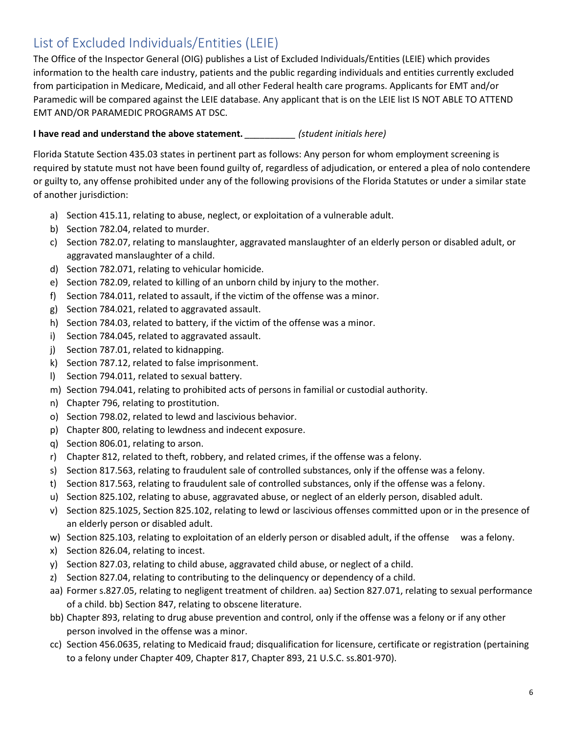## List of Excluded Individuals/Entities (LEIE)

The Office of the Inspector General (OIG) publishes a List of Excluded Individuals/Entities (LEIE) which provides information to the health care industry, patients and the public regarding individuals and entities currently excluded from participation in Medicare, Medicaid, and all other Federal health care programs. Applicants for EMT and/or Paramedic will be compared against the LEIE database. Any applicant that is on the LEIE list IS NOT ABLE TO ATTEND EMT AND/OR PARAMEDIC PROGRAMS AT DSC.

**I have read and understand the above statement.** __________ *(student initials here)*

Florida Statute Section 435.03 states in pertinent part as follows: Any person for whom employment screening is required by statute must not have been found guilty of, regardless of adjudication, or entered a plea of nolo contendere or guilty to, any offense prohibited under any of the following provisions of the Florida Statutes or under a similar state of another jurisdiction:

a) Section 415.11, relating to abuse, neglect, or exploitation of a vulnerable adult.
b) Section 782.04, related to murder.
c) Section 782.07, relating to manslaughter, aggravated manslaughter of an elderly person or disabled adult, or aggravated manslaughter of a child.
d) Section 782.071, relating to vehicular homicide.
e) Section 782.09, related to killing of an unborn child by injury to the mother.
f) Section 784.011, related to assault, if the victim of the offense was a minor.
g) Section 784.021, related to aggravated assault.
h) Section 784.03, related to battery, if the victim of the offense was a minor.
i) Section 784.045, related to aggravated assault.
j) Section 787.01, related to kidnapping.
k) Section 787.12, related to false imprisonment.
l) Section 794.011, related to sexual battery.
m) Section 794.041, relating to prohibited acts of persons in familial or custodial authority.
n) Chapter 796, relating to prostitution.
o) Section 798.02, related to lewd and lascivious behavior.
p) Chapter 800, relating to lewdness and indecent exposure.
q) Section 806.01, relating to arson.
r) Chapter 812, related to theft, robbery, and related crimes, if the offense was a felony.
s) Section 817.563, relating to fraudulent sale of controlled substances, only if the offense was a felony.
t) Section 817.563, relating to fraudulent sale of controlled substances, only if the offense was a felony.
u) Section 825.102, relating to abuse, aggravated abuse, or neglect of an elderly person, disabled adult.
v) Section 825.1025, Section 825.102, relating to lewd or lascivious offenses committed upon or in the presence of an elderly person or disabled adult.
w) Section 825.103, relating to exploitation of an elderly person or disabled adult, if the offense was a felony.
x) Section 826.04, relating to incest.
y) Section 827.03, relating to child abuse, aggravated child abuse, or neglect of a child.
z) Section 827.04, relating to contributing to the delinquency or dependency of a child.
aa) Former s.827.05, relating to negligent treatment of children. aa) Section 827.071, relating to sexual performance of a child. bb) Section 847, relating to obscene literature.
bb) Chapter 893, relating to drug abuse prevention and control, only if the offense was a felony or if any other person involved in the offense was a minor.
cc) Section 456.0635, relating to Medicaid fraud; disqualification for licensure, certificate or registration (pertaining to a felony under Chapter 409, Chapter 817, Chapter 893, 21 U.S.C. ss.801-970).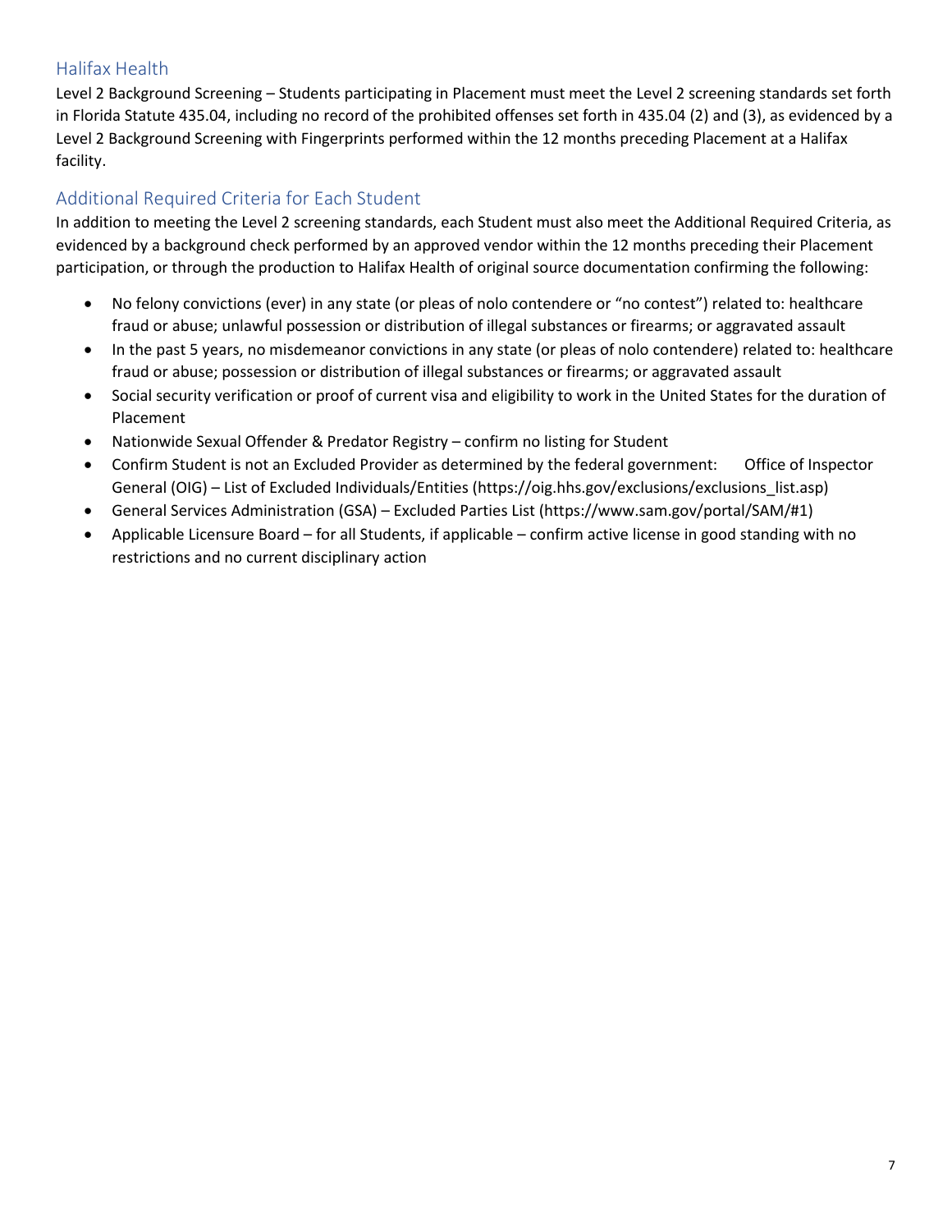## Halifax Health

Level 2 Background Screening – Students participating in Placement must meet the Level 2 screening standards set forth in Florida Statute 435.04, including no record of the prohibited offenses set forth in 435.04 (2) and (3), as evidenced by a Level 2 Background Screening with Fingerprints performed within the 12 months preceding Placement at a Halifax facility.

## Additional Required Criteria for Each Student

In addition to meeting the Level 2 screening standards, each Student must also meet the Additional Required Criteria, as evidenced by a background check performed by an approved vendor within the 12 months preceding their Placement participation, or through the production to Halifax Health of original source documentation confirming the following:

- No felony convictions (ever) in any state (or pleas of nolo contendere or "no contest") related to: healthcare fraud or abuse; unlawful possession or distribution of illegal substances or firearms; or aggravated assault
- In the past 5 years, no misdemeanor convictions in any state (or pleas of nolo contendere) related to: healthcare fraud or abuse; possession or distribution of illegal substances or firearms; or aggravated assault
- Social security verification or proof of current visa and eligibility to work in the United States for the duration of Placement
- Nationwide Sexual Offender & Predator Registry – confirm no listing for Student
- Confirm Student is not an Excluded Provider as determined by the federal government: Office of Inspector General (OIG) – List of Excluded Individuals/Entities (https://oig.hhs.gov/exclusions/exclusions_list.asp)
- General Services Administration (GSA) – Excluded Parties List (https://www.sam.gov/portal/SAM/#1)
- Applicable Licensure Board – for all Students, if applicable – confirm active license in good standing with no restrictions and no current disciplinary action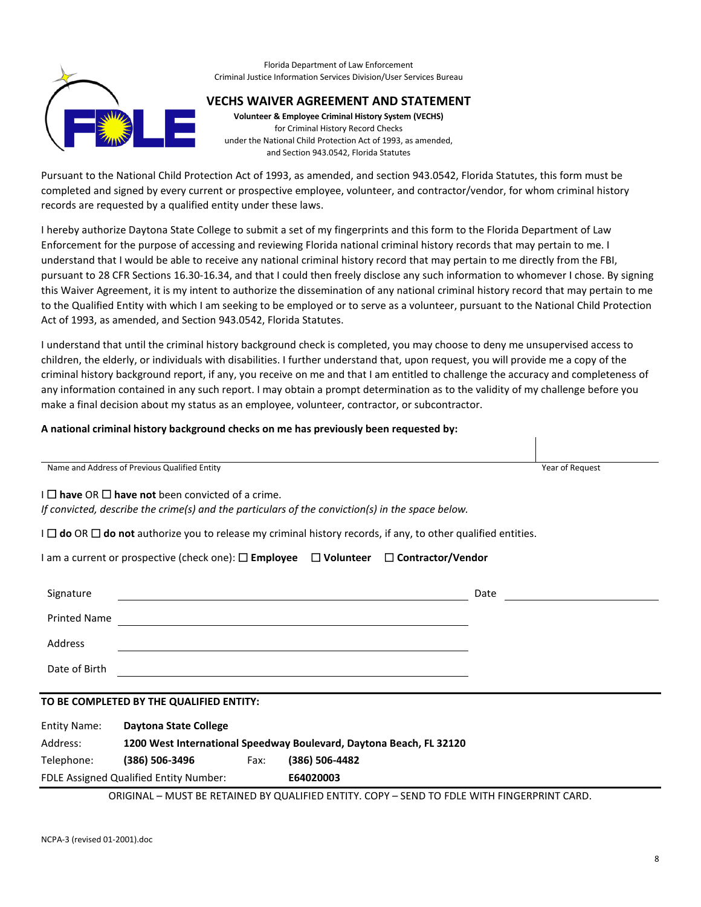Florida Department of Law Enforcement
Criminal Justice Information Services Division/User Services Bureau

# VECHS WAIVER AGREEMENT AND STATEMENT

**Volunteer & Employee Criminal History System (VECHS)**
for Criminal History Record Checks
under the National Child Protection Act of 1993, as amended,
and Section 943.0542, Florida Statutes

Pursuant to the National Child Protection Act of 1993, as amended, and section 943.0542, Florida Statutes, this form must be completed and signed by every current or prospective employee, volunteer, and contractor/vendor, for whom criminal history records are requested by a qualified entity under these laws.

I hereby authorize Daytona State College to submit a set of my fingerprints and this form to the Florida Department of Law Enforcement for the purpose of accessing and reviewing Florida national criminal history records that may pertain to me. I understand that I would be able to receive any national criminal history record that may pertain to me directly from the FBI, pursuant to 28 CFR Sections 16.30-16.34, and that I could then freely disclose any such information to whomever I chose. By signing this Waiver Agreement, it is my intent to authorize the dissemination of any national criminal history record that may pertain to me to the Qualified Entity with which I am seeking to be employed or to serve as a volunteer, pursuant to the National Child Protection Act of 1993, as amended, and Section 943.0542, Florida Statutes.

I understand that until the criminal history background check is completed, you may choose to deny me unsupervised access to children, the elderly, or individuals with disabilities. I further understand that, upon request, you will provide me a copy of the criminal history background report, if any, you receive on me and that I am entitled to challenge the accuracy and completeness of any information contained in any such report. I may obtain a prompt determination as to the validity of my challenge before you make a final decision about my status as an employee, volunteer, contractor, or subcontractor.

**A national criminal history background checks on me has previously been requested by:**

| Name and Address of Previous Qualified Entity | Year of Request |
|---|---|
| | |

I ☐ **have** OR ☐ **have not** been convicted of a crime.
*If convicted, describe the crime(s) and the particulars of the conviction(s) in the space below.*

I ☐ **do** OR ☐ **do not** authorize you to release my criminal history records, if any, to other qualified entities.

I am a current or prospective (check one): ☐ **Employee** ☐ **Volunteer** ☐ **Contractor/Vendor**

Signature ______________________________ Date ______________

Printed Name ______________________________

Address ______________________________

Date of Birth ______________________________

**TO BE COMPLETED BY THE QUALIFIED ENTITY:**

Entity Name: **Daytona State College**
Address: **1200 West International Speedway Boulevard, Daytona Beach, FL 32120**
Telephone: **(386) 506-3496** Fax: **(386) 506-4482**
FDLE Assigned Qualified Entity Number: **E64020003**

ORIGINAL – MUST BE RETAINED BY QUALIFIED ENTITY. COPY – SEND TO FDLE WITH FINGERPRINT CARD.

NCPA-3 (revised 01-2001).doc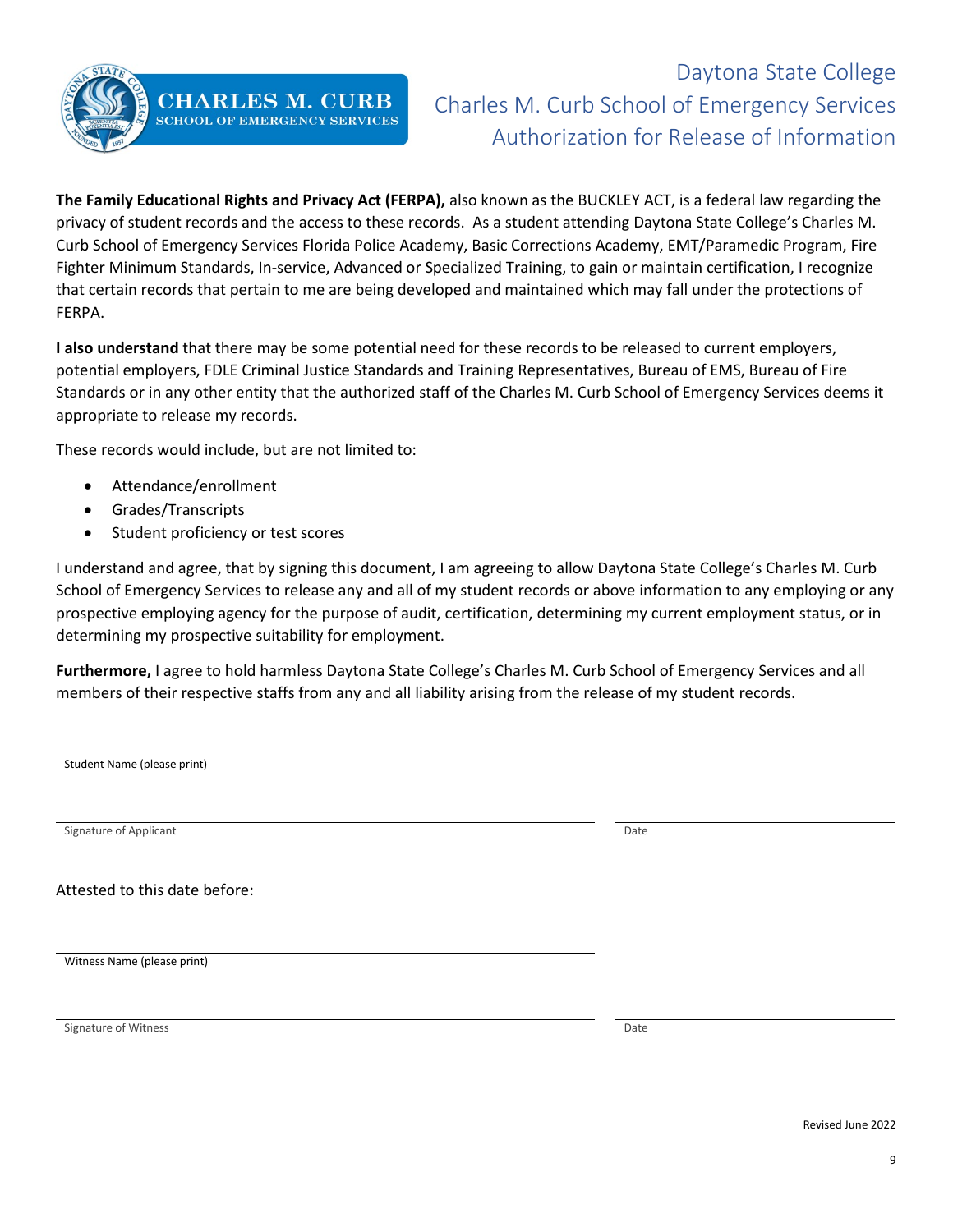# Daytona State College
## Charles M. Curb School of Emergency Services
## Authorization for Release of Information

**The Family Educational Rights and Privacy Act (FERPA),** also known as the BUCKLEY ACT, is a federal law regarding the privacy of student records and the access to these records. As a student attending Daytona State College's Charles M. Curb School of Emergency Services Florida Police Academy, Basic Corrections Academy, EMT/Paramedic Program, Fire Fighter Minimum Standards, In-service, Advanced or Specialized Training, to gain or maintain certification, I recognize that certain records that pertain to me are being developed and maintained which may fall under the protections of FERPA.

**I also understand** that there may be some potential need for these records to be released to current employers, potential employers, FDLE Criminal Justice Standards and Training Representatives, Bureau of EMS, Bureau of Fire Standards or in any other entity that the authorized staff of the Charles M. Curb School of Emergency Services deems it appropriate to release my records.

These records would include, but are not limited to:

- Attendance/enrollment
- Grades/Transcripts
- Student proficiency or test scores

I understand and agree, that by signing this document, I am agreeing to allow Daytona State College's Charles M. Curb School of Emergency Services to release any and all of my student records or above information to any employing or any prospective employing agency for the purpose of audit, certification, determining my current employment status, or in determining my prospective suitability for employment.

**Furthermore,** I agree to hold harmless Daytona State College's Charles M. Curb School of Emergency Services and all members of their respective staffs from any and all liability arising from the release of my student records.

\_\_\_\_\_\_\_\_\_\_\_\_\_\_\_\_\_\_\_\_\_\_\_\_\_\_\_\_\_\_\_\_\_\_\_\_\_\_\_\_
Student Name (please print)

\_\_\_\_\_\_\_\_\_\_\_\_\_\_\_\_\_\_\_\_\_\_\_\_\_\_\_\_\_\_\_\_\_\_\_\_\_\_\_\_ \_\_\_\_\_\_\_\_\_\_\_\_\_\_\_\_\_\_\_\_
Signature of Applicant Date

Attested to this date before:

\_\_\_\_\_\_\_\_\_\_\_\_\_\_\_\_\_\_\_\_\_\_\_\_\_\_\_\_\_\_\_\_\_\_\_\_\_\_\_\_
Witness Name (please print)

\_\_\_\_\_\_\_\_\_\_\_\_\_\_\_\_\_\_\_\_\_\_\_\_\_\_\_\_\_\_\_\_\_\_\_\_\_\_\_\_ \_\_\_\_\_\_\_\_\_\_\_\_\_\_\_\_\_\_\_\_
Signature of Witness Date

Revised June 2022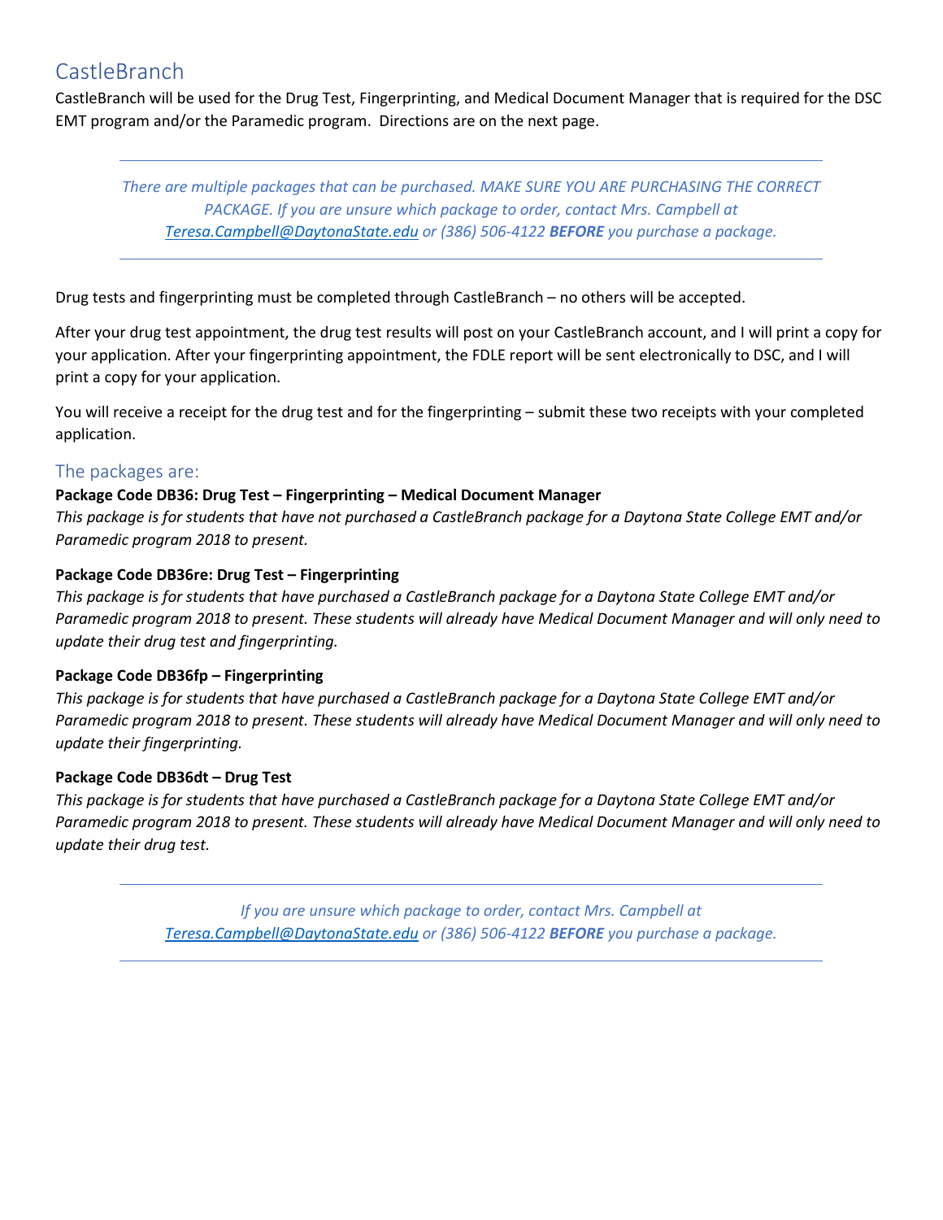# CastleBranch

CastleBranch will be used for the Drug Test, Fingerprinting, and Medical Document Manager that is required for the DSC EMT program and/or the Paramedic program. Directions are on the next page.

---

*There are multiple packages that can be purchased. MAKE SURE YOU ARE PURCHASING THE CORRECT PACKAGE. If you are unsure which package to order, contact Mrs. Campbell at [Teresa.Campbell@DaytonaState.edu](mailto:Teresa.Campbell@DaytonaState.edu) or (386) 506-4122* ***BEFORE*** *you purchase a package.*

---

Drug tests and fingerprinting must be completed through CastleBranch – no others will be accepted.

After your drug test appointment, the drug test results will post on your CastleBranch account, and I will print a copy for your application. After your fingerprinting appointment, the FDLE report will be sent electronically to DSC, and I will print a copy for your application.

You will receive a receipt for the drug test and for the fingerprinting – submit these two receipts with your completed application.

## The packages are:

**Package Code DB36: Drug Test – Fingerprinting – Medical Document Manager**

*This package is for students that have not purchased a CastleBranch package for a Daytona State College EMT and/or Paramedic program 2018 to present.*

**Package Code DB36re: Drug Test – Fingerprinting**

*This package is for students that have purchased a CastleBranch package for a Daytona State College EMT and/or Paramedic program 2018 to present. These students will already have Medical Document Manager and will only need to update their drug test and fingerprinting.*

**Package Code DB36fp – Fingerprinting**

*This package is for students that have purchased a CastleBranch package for a Daytona State College EMT and/or Paramedic program 2018 to present. These students will already have Medical Document Manager and will only need to update their fingerprinting.*

**Package Code DB36dt – Drug Test**

*This package is for students that have purchased a CastleBranch package for a Daytona State College EMT and/or Paramedic program 2018 to present. These students will already have Medical Document Manager and will only need to update their drug test.*

---

*If you are unsure which package to order, contact Mrs. Campbell at [Teresa.Campbell@DaytonaState.edu](mailto:Teresa.Campbell@DaytonaState.edu) or (386) 506-4122* ***BEFORE*** *you purchase a package.*

---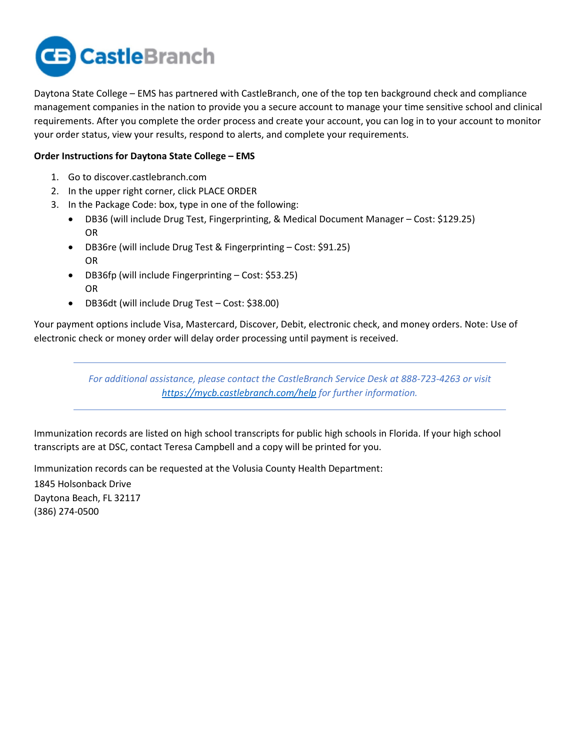Daytona State College – EMS has partnered with CastleBranch, one of the top ten background check and compliance management companies in the nation to provide you a secure account to manage your time sensitive school and clinical requirements. After you complete the order process and create your account, you can log in to your account to monitor your order status, view your results, respond to alerts, and complete your requirements.

**Order Instructions for Daytona State College – EMS**

1. Go to discover.castlebranch.com
2. In the upper right corner, click PLACE ORDER
3. In the Package Code: box, type in one of the following:
   - DB36 (will include Drug Test, Fingerprinting, & Medical Document Manager – Cost: $129.25)
     OR
   - DB36re (will include Drug Test & Fingerprinting – Cost: $91.25)
     OR
   - DB36fp (will include Fingerprinting – Cost: $53.25)
     OR
   - DB36dt (will include Drug Test – Cost: $38.00)

Your payment options include Visa, Mastercard, Discover, Debit, electronic check, and money orders. Note: Use of electronic check or money order will delay order processing until payment is received.

---

*For additional assistance, please contact the CastleBranch Service Desk at 888-723-4263 or visit [https://mycb.castlebranch.com/help](https://mycb.castlebranch.com/help) for further information.*

---

Immunization records are listed on high school transcripts for public high schools in Florida. If your high school transcripts are at DSC, contact Teresa Campbell and a copy will be printed for you.

Immunization records can be requested at the Volusia County Health Department:
1845 Holsonback Drive
Daytona Beach, FL 32117
(386) 274-0500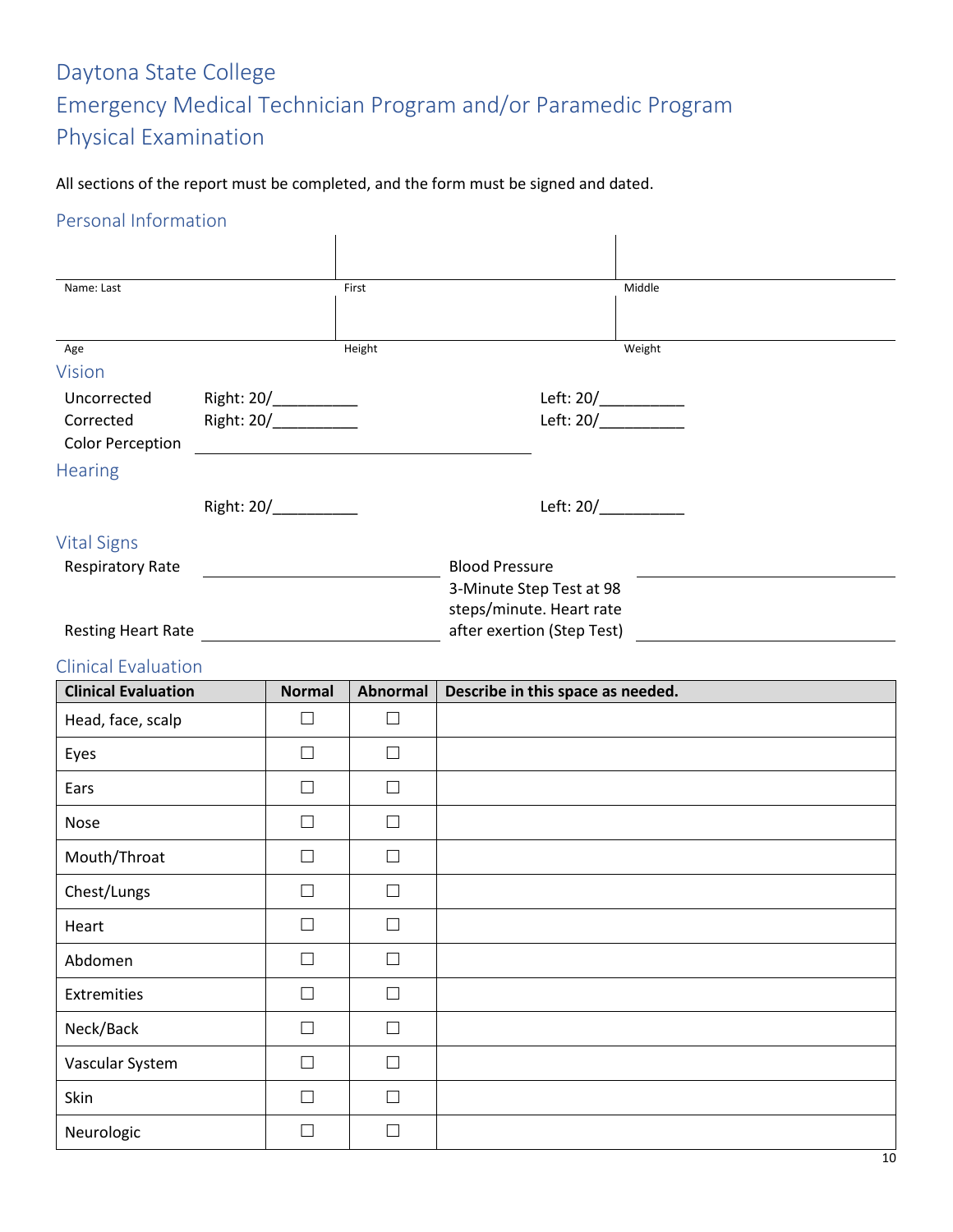# Daytona State College
# Emergency Medical Technician Program and/or Paramedic Program
# Physical Examination

All sections of the report must be completed, and the form must be signed and dated.

## Personal Information

| Name: Last | First | Middle |
|---|---|---|
| | | |
| Age | Height | Weight |
| | | |

## Vision

| | | |
|---|---|---|
| Uncorrected | Right: 20/__________ | Left: 20/__________ |
| Corrected | Right: 20/__________ | Left: 20/__________ |
| Color Perception | ____________________ | |

## Hearing

Right: 20/__________ Left: 20/__________

## Vital Signs

| | | | |
|---|---|---|---|
| Respiratory Rate | ____________________ | Blood Pressure | ____________________ |
| Resting Heart Rate | ____________________ | 3-Minute Step Test at 98 steps/minute. Heart rate after exertion (Step Test) | ____________________ |

## Clinical Evaluation

| **Clinical Evaluation** | **Normal** | **Abnormal** | **Describe in this space as needed.** |
|---|---|---|---|
| Head, face, scalp | ☐ | ☐ | |
| Eyes | ☐ | ☐ | |
| Ears | ☐ | ☐ | |
| Nose | ☐ | ☐ | |
| Mouth/Throat | ☐ | ☐ | |
| Chest/Lungs | ☐ | ☐ | |
| Heart | ☐ | ☐ | |
| Abdomen | ☐ | ☐ | |
| Extremities | ☐ | ☐ | |
| Neck/Back | ☐ | ☐ | |
| Vascular System | ☐ | ☐ | |
| Skin | ☐ | ☐ | |
| Neurologic | ☐ | ☐ | |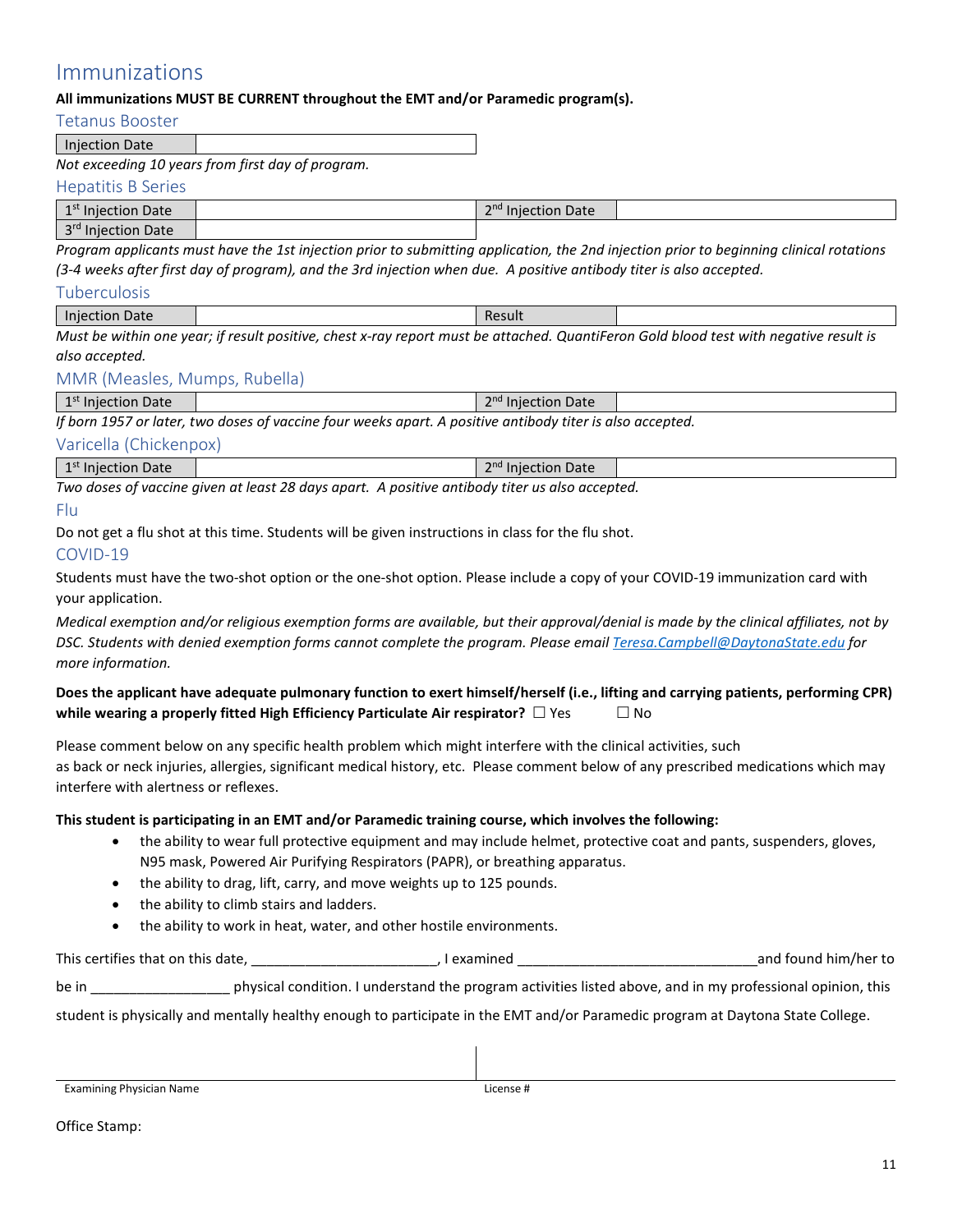# Immunizations

**All immunizations MUST BE CURRENT throughout the EMT and/or Paramedic program(s).**

## Tetanus Booster

| Injection Date | |
|---|---|

*Not exceeding 10 years from first day of program.*

## Hepatitis B Series

| 1st Injection Date | | 2nd Injection Date | |
|---|---|---|---|
| 3rd Injection Date | | | |

*Program applicants must have the 1st injection prior to submitting application, the 2nd injection prior to beginning clinical rotations (3-4 weeks after first day of program), and the 3rd injection when due. A positive antibody titer is also accepted.*

## Tuberculosis

| Injection Date | | Result | |
|---|---|---|---|

*Must be within one year; if result positive, chest x-ray report must be attached. QuantiFeron Gold blood test with negative result is also accepted.*

## MMR (Measles, Mumps, Rubella)

| 1st Injection Date | | 2nd Injection Date | |
|---|---|---|---|

*If born 1957 or later, two doses of vaccine four weeks apart. A positive antibody titer is also accepted.*

## Varicella (Chickenpox)

| 1st Injection Date | | 2nd Injection Date | |
|---|---|---|---|

*Two doses of vaccine given at least 28 days apart. A positive antibody titer us also accepted.*

## Flu

Do not get a flu shot at this time. Students will be given instructions in class for the flu shot.

## COVID-19

Students must have the two-shot option or the one-shot option. Please include a copy of your COVID-19 immunization card with your application.

*Medical exemption and/or religious exemption forms are available, but their approval/denial is made by the clinical affiliates, not by DSC. Students with denied exemption forms cannot complete the program. Please email Teresa.Campbell@DaytonaState.edu for more information.*

**Does the applicant have adequate pulmonary function to exert himself/herself (i.e., lifting and carrying patients, performing CPR) while wearing a properly fitted High Efficiency Particulate Air respirator?** ☐ Yes ☐ No

Please comment below on any specific health problem which might interfere with the clinical activities, such as back or neck injuries, allergies, significant medical history, etc. Please comment below of any prescribed medications which may interfere with alertness or reflexes.

**This student is participating in an EMT and/or Paramedic training course, which involves the following:**

- the ability to wear full protective equipment and may include helmet, protective coat and pants, suspenders, gloves, N95 mask, Powered Air Purifying Respirators (PAPR), or breathing apparatus.
- the ability to drag, lift, carry, and move weights up to 125 pounds.
- the ability to climb stairs and ladders.
- the ability to work in heat, water, and other hostile environments.

This certifies that on this date, ________________________, I examined ______________________________ and found him/her to be in __________________ physical condition. I understand the program activities listed above, and in my professional opinion, this student is physically and mentally healthy enough to participate in the EMT and/or Paramedic program at Daytona State College.

| Examining Physician Name | License # |
|---|---|

Office Stamp: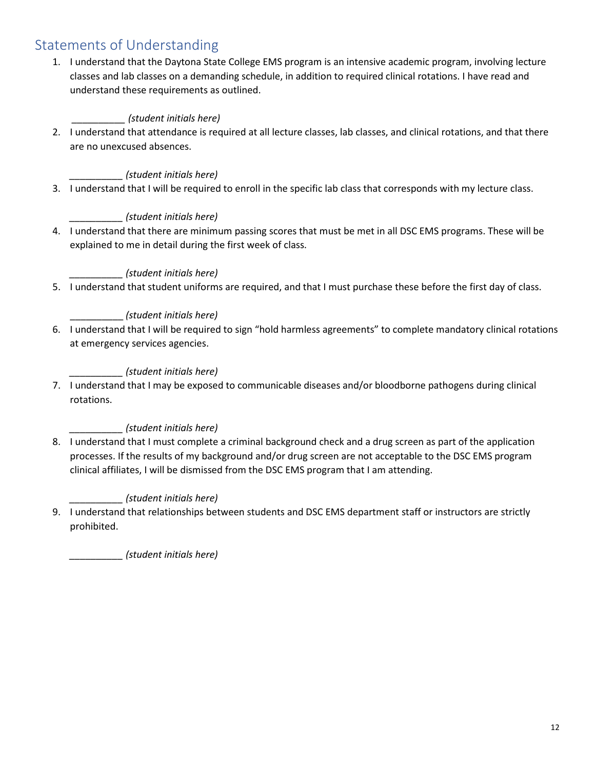## Statements of Understanding

1. I understand that the Daytona State College EMS program is an intensive academic program, involving lecture classes and lab classes on a demanding schedule, in addition to required clinical rotations. I have read and understand these requirements as outlined.

   __________ *(student initials here)*

2. I understand that attendance is required at all lecture classes, lab classes, and clinical rotations, and that there are no unexcused absences.

   __________ *(student initials here)*

3. I understand that I will be required to enroll in the specific lab class that corresponds with my lecture class.

   __________ *(student initials here)*

4. I understand that there are minimum passing scores that must be met in all DSC EMS programs. These will be explained to me in detail during the first week of class.

   __________ *(student initials here)*

5. I understand that student uniforms are required, and that I must purchase these before the first day of class.

   __________ *(student initials here)*

6. I understand that I will be required to sign "hold harmless agreements" to complete mandatory clinical rotations at emergency services agencies.

   __________ *(student initials here)*

7. I understand that I may be exposed to communicable diseases and/or bloodborne pathogens during clinical rotations.

   __________ *(student initials here)*

8. I understand that I must complete a criminal background check and a drug screen as part of the application processes. If the results of my background and/or drug screen are not acceptable to the DSC EMS program clinical affiliates, I will be dismissed from the DSC EMS program that I am attending.

   __________ *(student initials here)*

9. I understand that relationships between students and DSC EMS department staff or instructors are strictly prohibited.

   __________ *(student initials here)*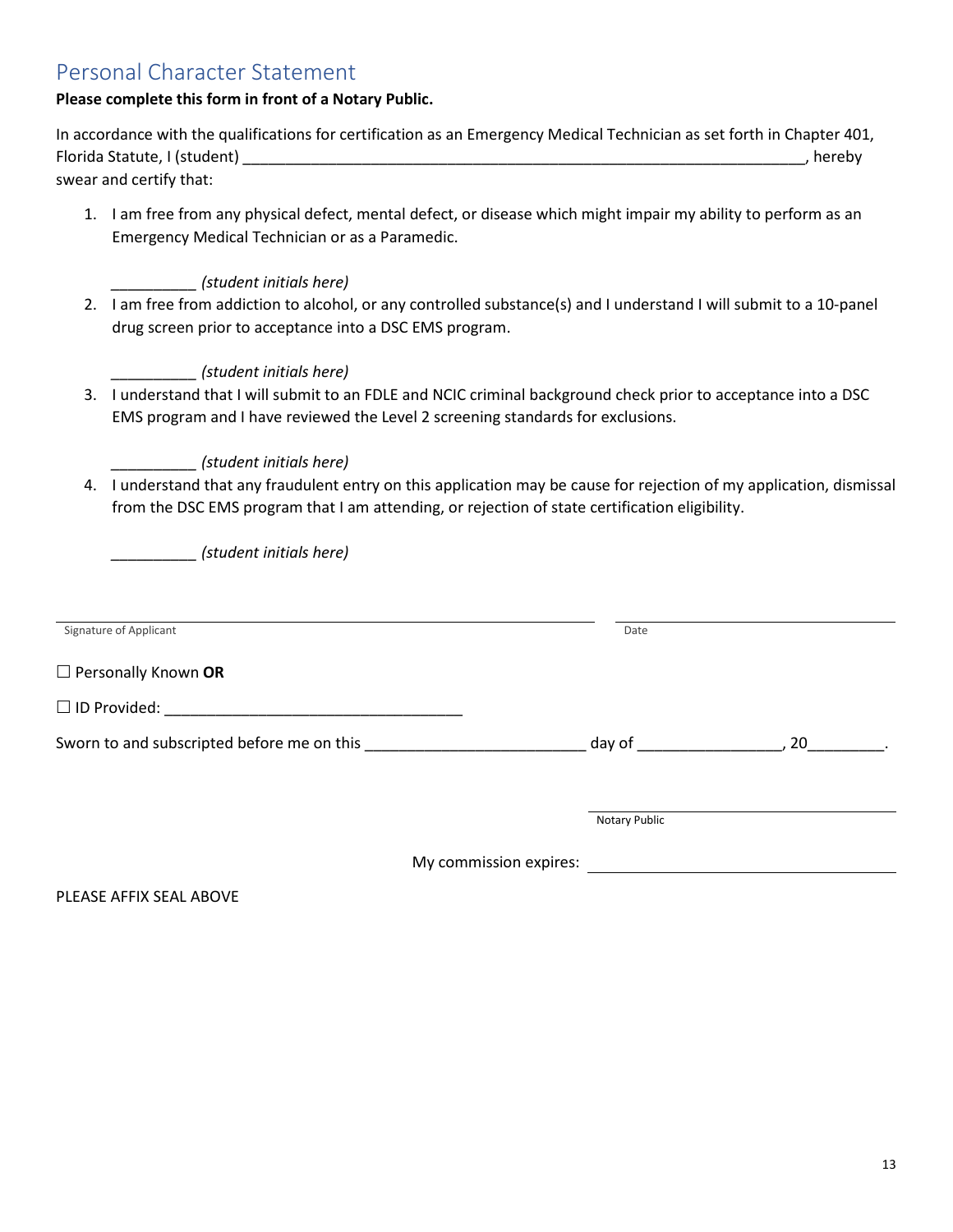## Personal Character Statement

**Please complete this form in front of a Notary Public.**

In accordance with the qualifications for certification as an Emergency Medical Technician as set forth in Chapter 401, Florida Statute, I (student) ____________________________________________________________________, hereby swear and certify that:

1. I am free from any physical defect, mental defect, or disease which might impair my ability to perform as an Emergency Medical Technician or as a Paramedic.

   __________ *(student initials here)*

2. I am free from addiction to alcohol, or any controlled substance(s) and I understand I will submit to a 10-panel drug screen prior to acceptance into a DSC EMS program.

   __________ *(student initials here)*

3. I understand that I will submit to an FDLE and NCIC criminal background check prior to acceptance into a DSC EMS program and I have reviewed the Level 2 screening standards for exclusions.

   __________ *(student initials here)*

4. I understand that any fraudulent entry on this application may be cause for rejection of my application, dismissal from the DSC EMS program that I am attending, or rejection of state certification eligibility.

   __________ *(student initials here)*

_______________________________________________ &nbsp;&nbsp;&nbsp; _______________________
Signature of Applicant &nbsp;&nbsp;&nbsp; Date

☐ Personally Known **OR**

☐ ID Provided: ___________________________________

Sworn to and subscripted before me on this _________________________ day of ________________, 20_________.

_______________________________
Notary Public

My commission expires: _______________________________

PLEASE AFFIX SEAL ABOVE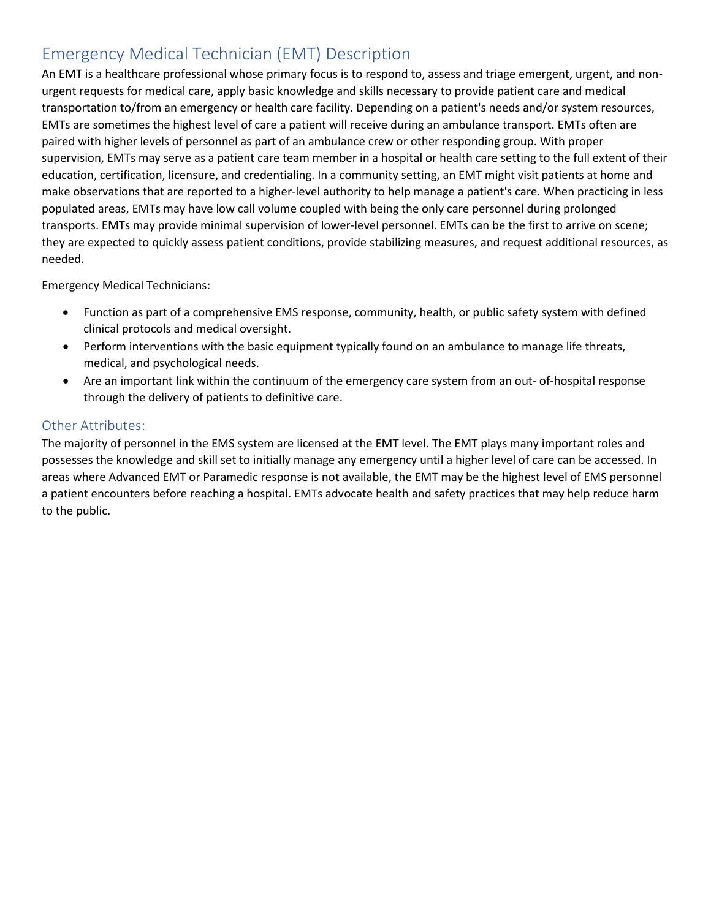## Emergency Medical Technician (EMT) Description

An EMT is a healthcare professional whose primary focus is to respond to, assess and triage emergent, urgent, and non-urgent requests for medical care, apply basic knowledge and skills necessary to provide patient care and medical transportation to/from an emergency or health care facility. Depending on a patient's needs and/or system resources, EMTs are sometimes the highest level of care a patient will receive during an ambulance transport. EMTs often are paired with higher levels of personnel as part of an ambulance crew or other responding group. With proper supervision, EMTs may serve as a patient care team member in a hospital or health care setting to the full extent of their education, certification, licensure, and credentialing. In a community setting, an EMT might visit patients at home and make observations that are reported to a higher-level authority to help manage a patient's care. When practicing in less populated areas, EMTs may have low call volume coupled with being the only care personnel during prolonged transports. EMTs may provide minimal supervision of lower-level personnel. EMTs can be the first to arrive on scene; they are expected to quickly assess patient conditions, provide stabilizing measures, and request additional resources, as needed.

Emergency Medical Technicians:

- Function as part of a comprehensive EMS response, community, health, or public safety system with defined clinical protocols and medical oversight.
- Perform interventions with the basic equipment typically found on an ambulance to manage life threats, medical, and psychological needs.
- Are an important link within the continuum of the emergency care system from an out- of-hospital response through the delivery of patients to definitive care.

### Other Attributes:

The majority of personnel in the EMS system are licensed at the EMT level. The EMT plays many important roles and possesses the knowledge and skill set to initially manage any emergency until a higher level of care can be accessed. In areas where Advanced EMT or Paramedic response is not available, the EMT may be the highest level of EMS personnel a patient encounters before reaching a hospital. EMTs advocate health and safety practices that may help reduce harm to the public.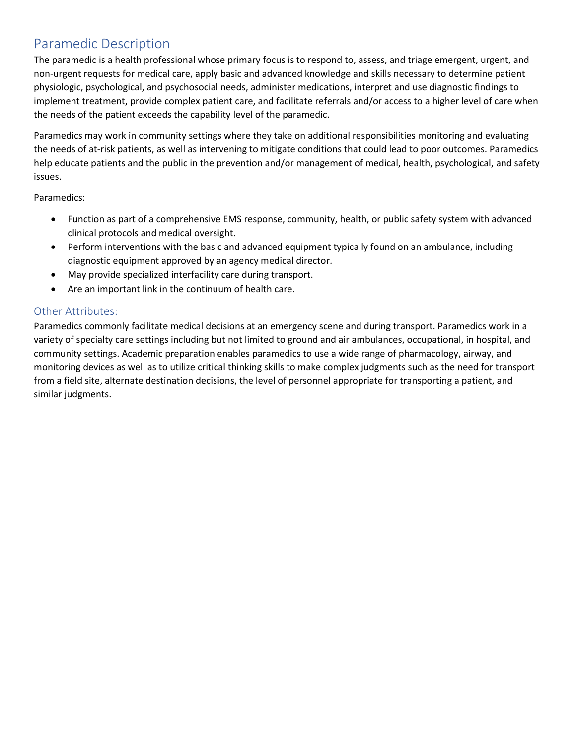## Paramedic Description

The paramedic is a health professional whose primary focus is to respond to, assess, and triage emergent, urgent, and non-urgent requests for medical care, apply basic and advanced knowledge and skills necessary to determine patient physiologic, psychological, and psychosocial needs, administer medications, interpret and use diagnostic findings to implement treatment, provide complex patient care, and facilitate referrals and/or access to a higher level of care when the needs of the patient exceeds the capability level of the paramedic.

Paramedics may work in community settings where they take on additional responsibilities monitoring and evaluating the needs of at-risk patients, as well as intervening to mitigate conditions that could lead to poor outcomes. Paramedics help educate patients and the public in the prevention and/or management of medical, health, psychological, and safety issues.

Paramedics:

- Function as part of a comprehensive EMS response, community, health, or public safety system with advanced clinical protocols and medical oversight.
- Perform interventions with the basic and advanced equipment typically found on an ambulance, including diagnostic equipment approved by an agency medical director.
- May provide specialized interfacility care during transport.
- Are an important link in the continuum of health care.

### Other Attributes:

Paramedics commonly facilitate medical decisions at an emergency scene and during transport. Paramedics work in a variety of specialty care settings including but not limited to ground and air ambulances, occupational, in hospital, and community settings. Academic preparation enables paramedics to use a wide range of pharmacology, airway, and monitoring devices as well as to utilize critical thinking skills to make complex judgments such as the need for transport from a field site, alternate destination decisions, the level of personnel appropriate for transporting a patient, and similar judgments.